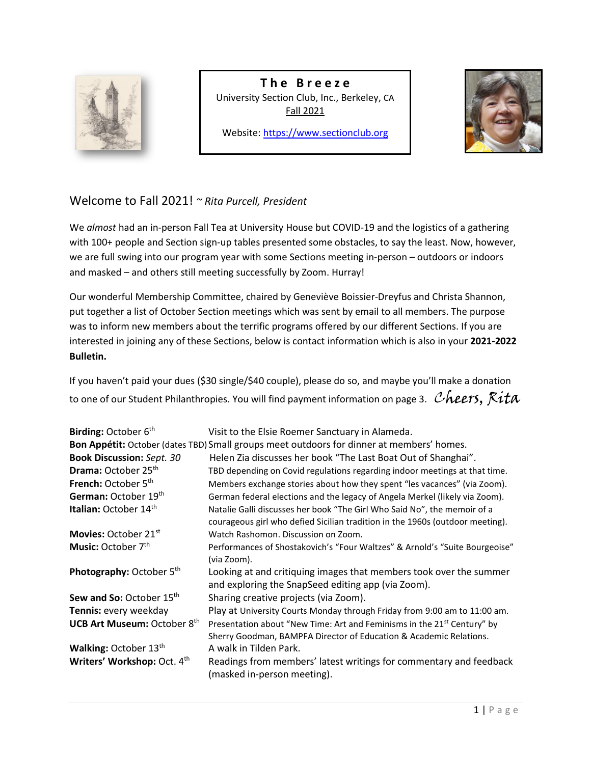# The Breeze

University Section Club, Inc., Berkeley, CA
Fall 2021

Website: https://www.sectionclub.org

## Welcome to Fall 2021! ~ *Rita Purcell, President*

We *almost* had an in-person Fall Tea at University House but COVID-19 and the logistics of a gathering with 100+ people and Section sign-up tables presented some obstacles, to say the least. Now, however, we are full swing into our program year with some Sections meeting in-person – outdoors or indoors and masked – and others still meeting successfully by Zoom. Hurray!

Our wonderful Membership Committee, chaired by Geneviève Boissier-Dreyfus and Christa Shannon, put together a list of October Section meetings which was sent by email to all members. The purpose was to inform new members about the terrific programs offered by our different Sections. If you are interested in joining any of these Sections, below is contact information which is also in your **2021-2022 Bulletin.**

If you haven't paid your dues ($30 single/$40 couple), please do so, and maybe you'll make a donation to one of our Student Philanthropies. You will find payment information on page 3. *Cheers, Rita*

| | |
|---|---|
| **Birding:** October 6th | Visit to the Elsie Roemer Sanctuary in Alameda. |
| **Bon Appétit:** October (dates TBD) | Small groups meet outdoors for dinner at members' homes. |
| **Book Discussion:** *Sept. 30* | Helen Zia discusses her book "The Last Boat Out of Shanghai". |
| **Drama:** October 25th | TBD depending on Covid regulations regarding indoor meetings at that time. |
| **French:** October 5th | Members exchange stories about how they spent "les vacances" (via Zoom). |
| **German:** October 19th | German federal elections and the legacy of Angela Merkel (likely via Zoom). |
| **Italian:** October 14th | Natalie Galli discusses her book "The Girl Who Said No", the memoir of a courageous girl who defied Sicilian tradition in the 1960s (outdoor meeting). |
| **Movies:** October 21st | Watch Rashomon. Discussion on Zoom. |
| **Music:** October 7th | Performances of Shostakovich's "Four Waltzes" & Arnold's "Suite Bourgeoise" (via Zoom). |
| **Photography:** October 5th | Looking at and critiquing images that members took over the summer and exploring the SnapSeed editing app (via Zoom). |
| **Sew and So:** October 15th | Sharing creative projects (via Zoom). |
| **Tennis:** every weekday | Play at University Courts Monday through Friday from 9:00 am to 11:00 am. |
| **UCB Art Museum:** October 8th | Presentation about "New Time: Art and Feminisms in the 21st Century" by Sherry Goodman, BAMPFA Director of Education & Academic Relations. |
| **Walking:** October 13th | A walk in Tilden Park. |
| **Writers' Workshop:** Oct. 4th | Readings from members' latest writings for commentary and feedback (masked in-person meeting). |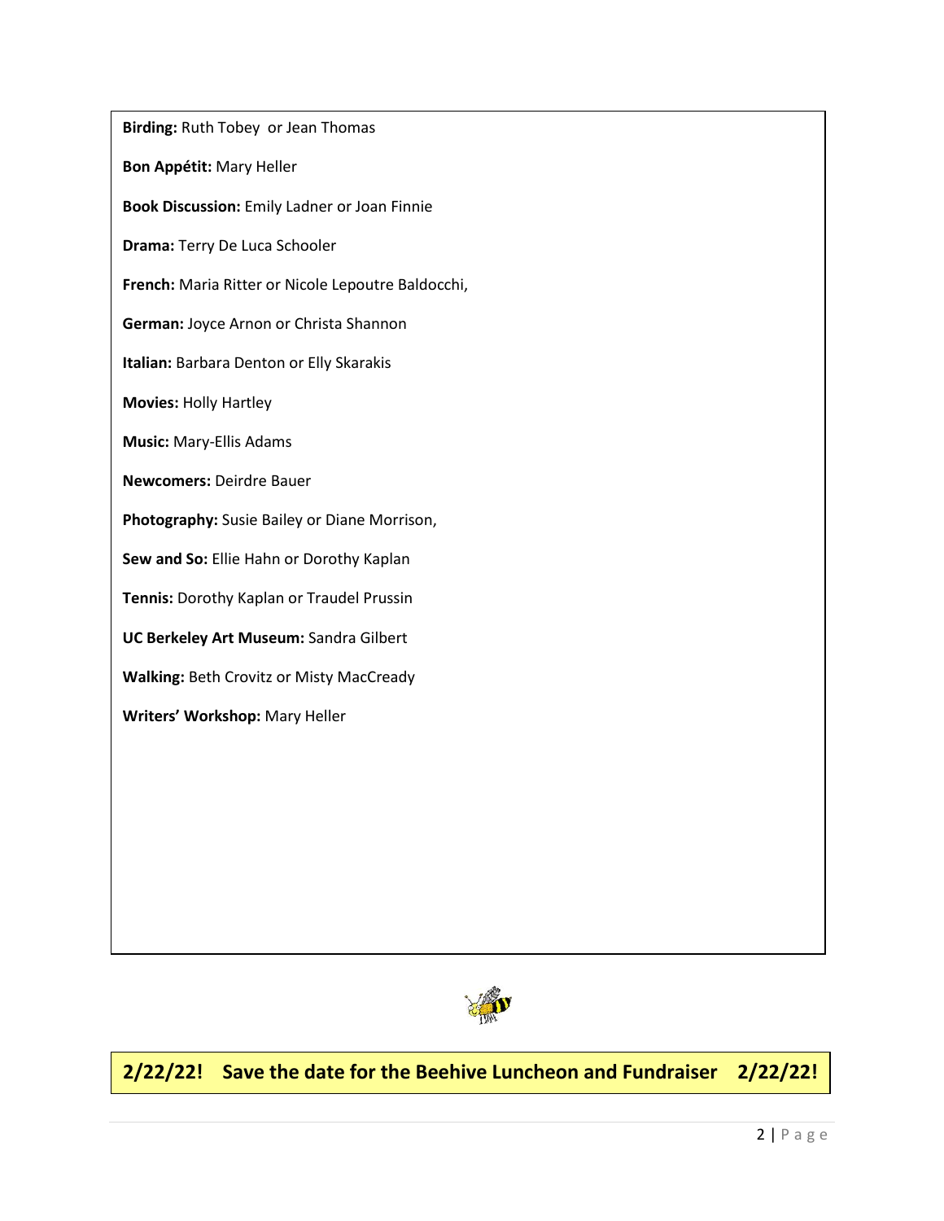**Birding:** Ruth Tobey or Jean Thomas

**Bon Appétit:** Mary Heller

**Book Discussion:** Emily Ladner or Joan Finnie

**Drama:** Terry De Luca Schooler

**French:** Maria Ritter or Nicole Lepoutre Baldocchi,

**German:** Joyce Arnon or Christa Shannon

**Italian:** Barbara Denton or Elly Skarakis

**Movies:** Holly Hartley

**Music:** Mary-Ellis Adams

**Newcomers:** Deirdre Bauer

**Photography:** Susie Bailey or Diane Morrison,

**Sew and So:** Ellie Hahn or Dorothy Kaplan

**Tennis:** Dorothy Kaplan or Traudel Prussin

**UC Berkeley Art Museum:** Sandra Gilbert

**Walking:** Beth Crovitz or Misty MacCready

**Writers' Workshop:** Mary Heller

**2/22/22! Save the date for the Beehive Luncheon and Fundraiser 2/22/22!**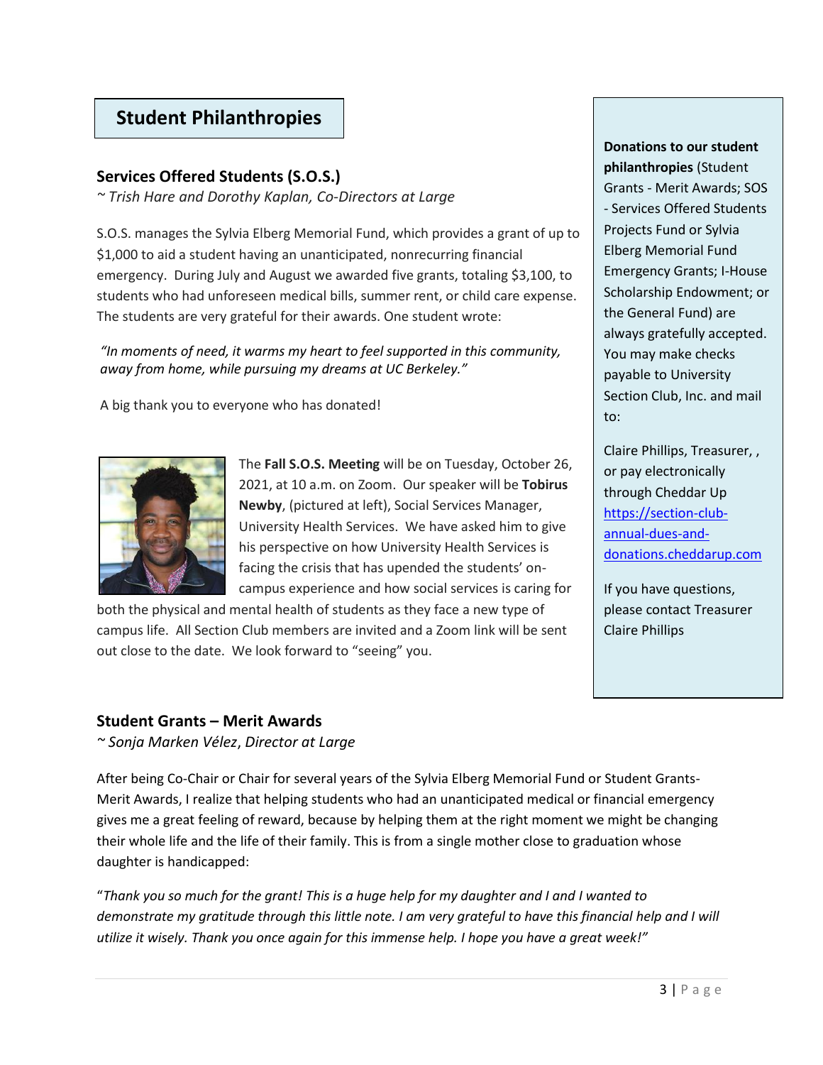# Student Philanthropies

## Services Offered Students (S.O.S.)

*~ Trish Hare and Dorothy Kaplan, Co-Directors at Large*

S.O.S. manages the Sylvia Elberg Memorial Fund, which provides a grant of up to $1,000 to aid a student having an unanticipated, nonrecurring financial emergency. During July and August we awarded five grants, totaling $3,100, to students who had unforeseen medical bills, summer rent, or child care expense. The students are very grateful for their awards. One student wrote:

*"In moments of need, it warms my heart to feel supported in this community, away from home, while pursuing my dreams at UC Berkeley."*

A big thank you to everyone who has donated!

The **Fall S.O.S. Meeting** will be on Tuesday, October 26, 2021, at 10 a.m. on Zoom. Our speaker will be **Tobirus Newby**, (pictured at left), Social Services Manager, University Health Services. We have asked him to give his perspective on how University Health Services is facing the crisis that has upended the students' on-campus experience and how social services is caring for both the physical and mental health of students as they face a new type of campus life. All Section Club members are invited and a Zoom link will be sent out close to the date. We look forward to "seeing" you.

**Donations to our student philanthropies** (Student Grants - Merit Awards; SOS - Services Offered Students Projects Fund or Sylvia Elberg Memorial Fund Emergency Grants; I-House Scholarship Endowment; or the General Fund) are always gratefully accepted. You may make checks payable to University Section Club, Inc. and mail to:

Claire Phillips, Treasurer, , or pay electronically through Cheddar Up https://section-club-annual-dues-and-donations.cheddarup.com

If you have questions, please contact Treasurer Claire Phillips

## Student Grants – Merit Awards

*~ Sonja Marken Vélez, Director at Large*

After being Co-Chair or Chair for several years of the Sylvia Elberg Memorial Fund or Student Grants-Merit Awards, I realize that helping students who had an unanticipated medical or financial emergency gives me a great feeling of reward, because by helping them at the right moment we might be changing their whole life and the life of their family. This is from a single mother close to graduation whose daughter is handicapped:

"*Thank you so much for the grant! This is a huge help for my daughter and I and I wanted to demonstrate my gratitude through this little note. I am very grateful to have this financial help and I will utilize it wisely. Thank you once again for this immense help. I hope you have a great week!"*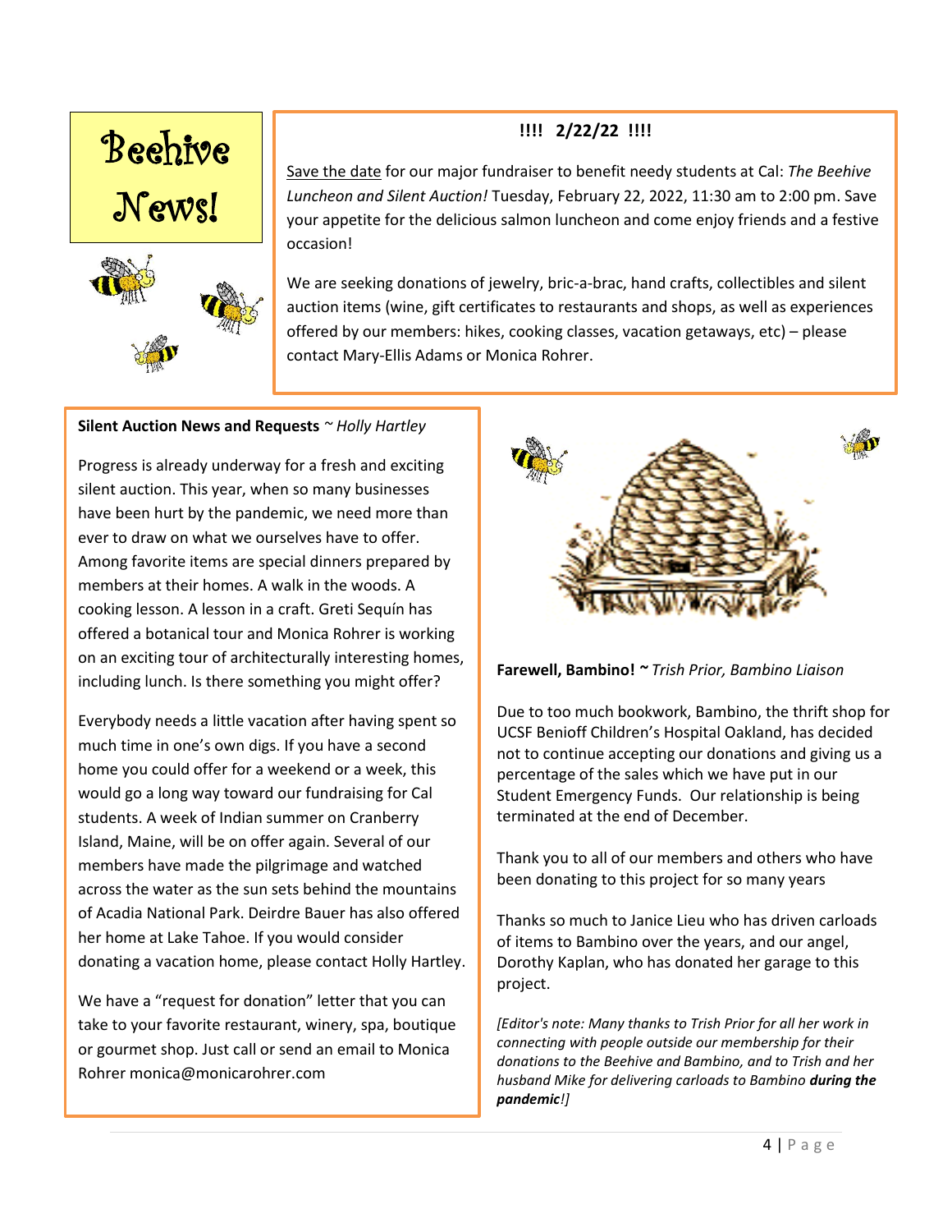# Beehive News!

**!!!! 2/22/22 !!!!**

Save the date for our major fundraiser to benefit needy students at Cal: *The Beehive Luncheon and Silent Auction!* Tuesday, February 22, 2022, 11:30 am to 2:00 pm. Save your appetite for the delicious salmon luncheon and come enjoy friends and a festive occasion!

We are seeking donations of jewelry, bric-a-brac, hand crafts, collectibles and silent auction items (wine, gift certificates to restaurants and shops, as well as experiences offered by our members: hikes, cooking classes, vacation getaways, etc) – please contact Mary-Ellis Adams or Monica Rohrer.

**Silent Auction News and Requests** ~ *Holly Hartley*

Progress is already underway for a fresh and exciting silent auction. This year, when so many businesses have been hurt by the pandemic, we need more than ever to draw on what we ourselves have to offer. Among favorite items are special dinners prepared by members at their homes. A walk in the woods. A cooking lesson. A lesson in a craft. Greti Sequín has offered a botanical tour and Monica Rohrer is working on an exciting tour of architecturally interesting homes, including lunch. Is there something you might offer?

Everybody needs a little vacation after having spent so much time in one's own digs. If you have a second home you could offer for a weekend or a week, this would go a long way toward our fundraising for Cal students. A week of Indian summer on Cranberry Island, Maine, will be on offer again. Several of our members have made the pilgrimage and watched across the water as the sun sets behind the mountains of Acadia National Park. Deirdre Bauer has also offered her home at Lake Tahoe. If you would consider donating a vacation home, please contact Holly Hartley.

We have a "request for donation" letter that you can take to your favorite restaurant, winery, spa, boutique or gourmet shop. Just call or send an email to Monica Rohrer monica@monicarohrer.com

**Farewell, Bambino! ~** *Trish Prior, Bambino Liaison*

Due to too much bookwork, Bambino, the thrift shop for UCSF Benioff Children's Hospital Oakland, has decided not to continue accepting our donations and giving us a percentage of the sales which we have put in our Student Emergency Funds. Our relationship is being terminated at the end of December.

Thank you to all of our members and others who have been donating to this project for so many years

Thanks so much to Janice Lieu who has driven carloads of items to Bambino over the years, and our angel, Dorothy Kaplan, who has donated her garage to this project.

*[Editor's note: Many thanks to Trish Prior for all her work in connecting with people outside our membership for their donations to the Beehive and Bambino, and to Trish and her husband Mike for delivering carloads to Bambino **during the pandemic**!]*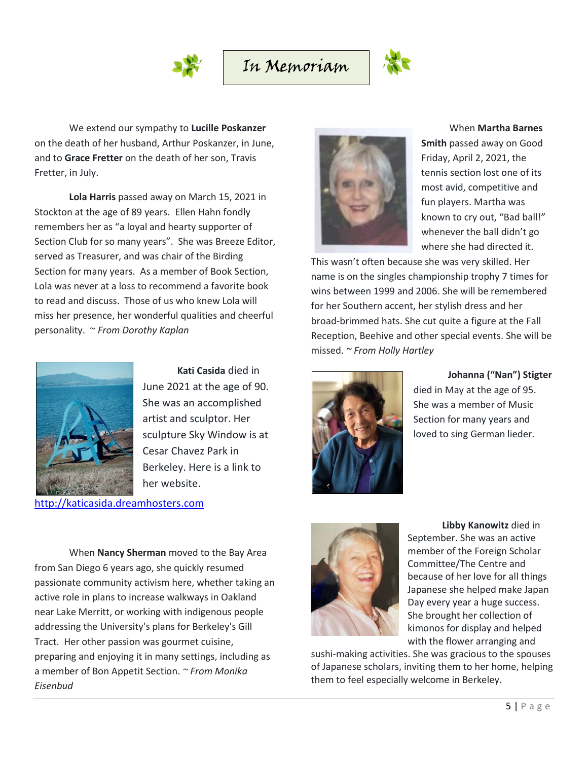# In Memoriam

We extend our sympathy to **Lucille Poskanzer** on the death of her husband, Arthur Poskanzer, in June, and to **Grace Fretter** on the death of her son, Travis Fretter, in July.

**Lola Harris** passed away on March 15, 2021 in Stockton at the age of 89 years. Ellen Hahn fondly remembers her as "a loyal and hearty supporter of Section Club for so many years". She was Breeze Editor, served as Treasurer, and was chair of the Birding Section for many years. As a member of Book Section, Lola was never at a loss to recommend a favorite book to read and discuss. Those of us who knew Lola will miss her presence, her wonderful qualities and cheerful personality. ~ *From Dorothy Kaplan*

**Kati Casida** died in June 2021 at the age of 90. She was an accomplished artist and sculptor. Her sculpture Sky Window is at Cesar Chavez Park in Berkeley. Here is a link to her website.

http://katicasida.dreamhosters.com

When **Nancy Sherman** moved to the Bay Area from San Diego 6 years ago, she quickly resumed passionate community activism here, whether taking an active role in plans to increase walkways in Oakland near Lake Merritt, or working with indigenous people addressing the University's plans for Berkeley's Gill Tract. Her other passion was gourmet cuisine, preparing and enjoying it in many settings, including as a member of Bon Appetit Section. ~ *From Monika Eisenbud*

When **Martha Barnes Smith** passed away on Good Friday, April 2, 2021, the tennis section lost one of its most avid, competitive and fun players. Martha was known to cry out, "Bad ball!" whenever the ball didn't go where she had directed it. This wasn't often because she was very skilled. Her name is on the singles championship trophy 7 times for wins between 1999 and 2006. She will be remembered for her Southern accent, her stylish dress and her broad-brimmed hats. She cut quite a figure at the Fall Reception, Beehive and other special events. She will be missed. ~ *From Holly Hartley*

**Johanna ("Nan") Stigter** died in May at the age of 95. She was a member of Music Section for many years and loved to sing German lieder.

**Libby Kanowitz** died in September. She was an active member of the Foreign Scholar Committee/The Centre and because of her love for all things Japanese she helped make Japan Day every year a huge success. She brought her collection of kimonos for display and helped with the flower arranging and sushi-making activities. She was gracious to the spouses of Japanese scholars, inviting them to her home, helping them to feel especially welcome in Berkeley.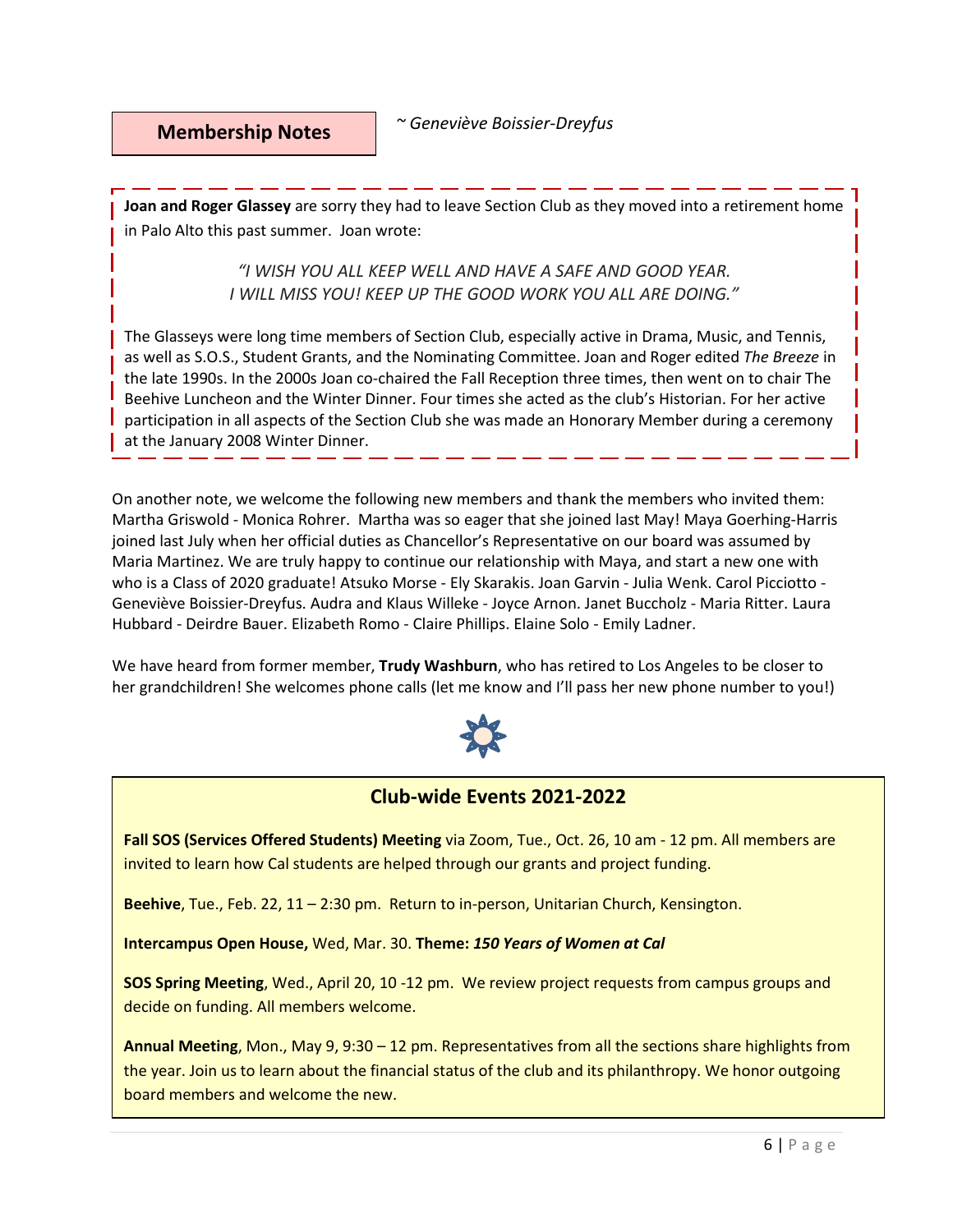## Membership Notes

*~ Geneviève Boissier-Dreyfus*

**Joan and Roger Glassey** are sorry they had to leave Section Club as they moved into a retirement home in Palo Alto this past summer. Joan wrote:

*"I WISH YOU ALL KEEP WELL AND HAVE A SAFE AND GOOD YEAR.*
*I WILL MISS YOU! KEEP UP THE GOOD WORK YOU ALL ARE DOING."*

The Glasseys were long time members of Section Club, especially active in Drama, Music, and Tennis, as well as S.O.S., Student Grants, and the Nominating Committee. Joan and Roger edited *The Breeze* in the late 1990s. In the 2000s Joan co-chaired the Fall Reception three times, then went on to chair The Beehive Luncheon and the Winter Dinner. Four times she acted as the club's Historian. For her active participation in all aspects of the Section Club she was made an Honorary Member during a ceremony at the January 2008 Winter Dinner.

On another note, we welcome the following new members and thank the members who invited them: Martha Griswold - Monica Rohrer. Martha was so eager that she joined last May! Maya Goerhing-Harris joined last July when her official duties as Chancellor's Representative on our board was assumed by Maria Martinez. We are truly happy to continue our relationship with Maya, and start a new one with who is a Class of 2020 graduate! Atsuko Morse - Ely Skarakis. Joan Garvin - Julia Wenk. Carol Picciotto - Geneviève Boissier-Dreyfus. Audra and Klaus Willeke - Joyce Arnon. Janet Buccholz - Maria Ritter. Laura Hubbard - Deirdre Bauer. Elizabeth Romo - Claire Phillips. Elaine Solo - Emily Ladner.

We have heard from former member, **Trudy Washburn**, who has retired to Los Angeles to be closer to her grandchildren! She welcomes phone calls (let me know and I'll pass her new phone number to you!)

## Club-wide Events 2021-2022

**Fall SOS (Services Offered Students) Meeting** via Zoom, Tue., Oct. 26, 10 am - 12 pm. All members are invited to learn how Cal students are helped through our grants and project funding.

**Beehive**, Tue., Feb. 22, 11 – 2:30 pm. Return to in-person, Unitarian Church, Kensington.

**Intercampus Open House,** Wed, Mar. 30. **Theme:** ***150 Years of Women at Cal***

**SOS Spring Meeting**, Wed., April 20, 10 -12 pm. We review project requests from campus groups and decide on funding. All members welcome.

**Annual Meeting**, Mon., May 9, 9:30 – 12 pm. Representatives from all the sections share highlights from the year. Join us to learn about the financial status of the club and its philanthropy. We honor outgoing board members and welcome the new.